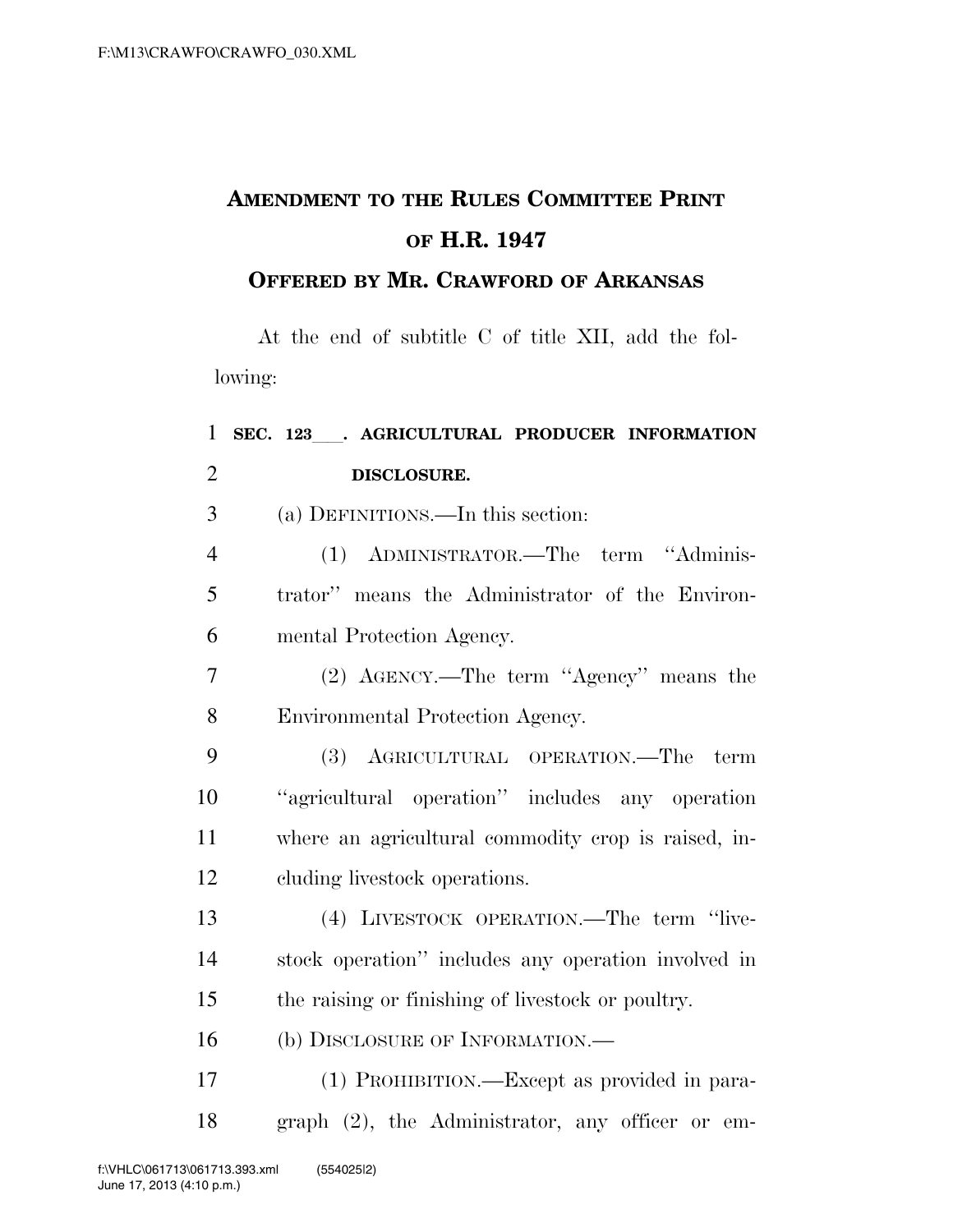# AMENDMENT TO THE RULES COMMITTEE PRINT OF H.R. 1947

## OFFERED BY MR. CRAWFORD OF ARKANSAS

At the end of subtitle C of title XII, add the following:

**SEC. 123___. AGRICULTURAL PRODUCER INFORMATION DISCLOSURE.**

(a) DEFINITIONS.—In this section:

(1) ADMINISTRATOR.—The term "Administrator" means the Administrator of the Environmental Protection Agency.

(2) AGENCY.—The term "Agency" means the Environmental Protection Agency.

(3) AGRICULTURAL OPERATION.—The term "agricultural operation" includes any operation where an agricultural commodity crop is raised, including livestock operations.

(4) LIVESTOCK OPERATION.—The term "livestock operation" includes any operation involved in the raising or finishing of livestock or poultry.

(b) DISCLOSURE OF INFORMATION.—

(1) PROHIBITION.—Except as provided in paragraph (2), the Administrator, any officer or em-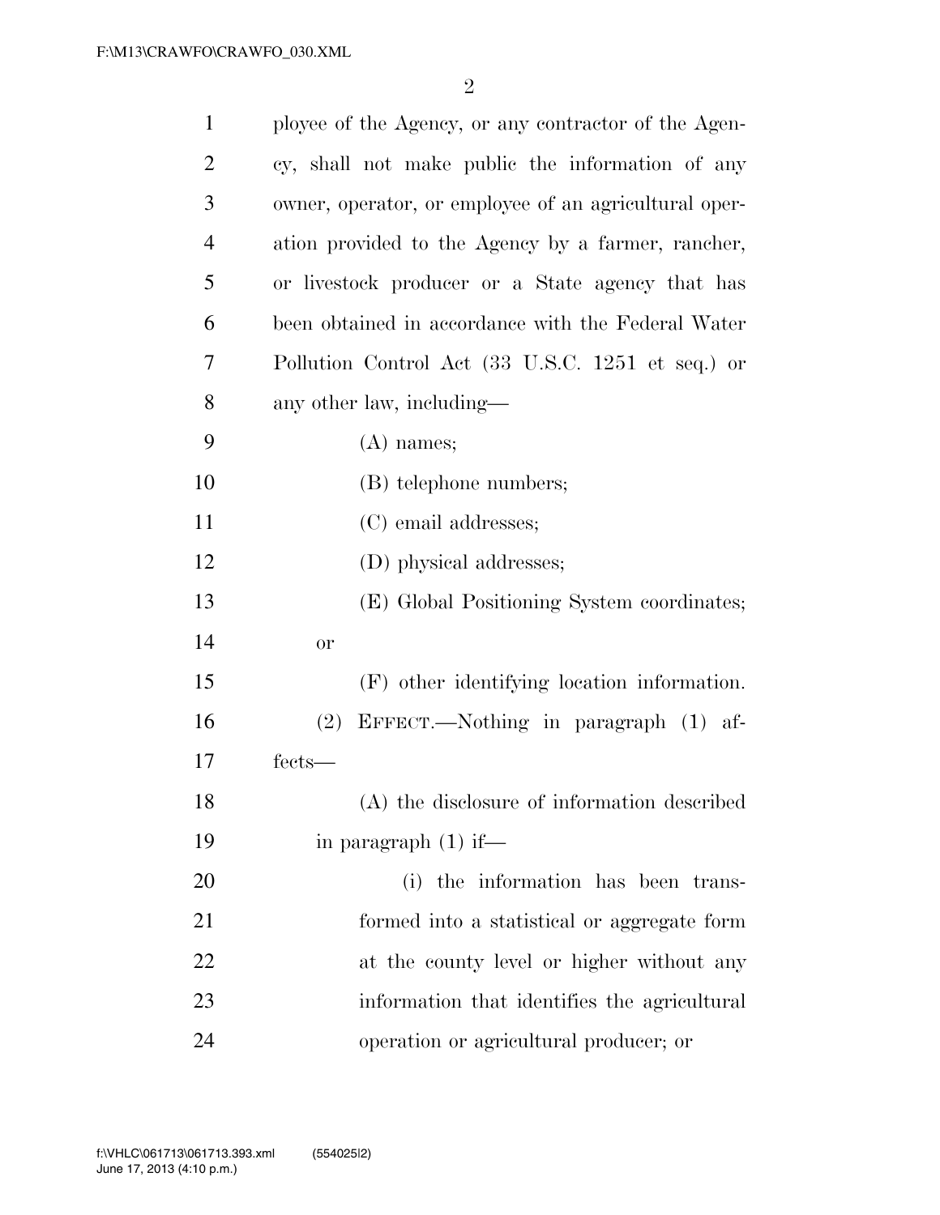ployee of the Agency, or any contractor of the Agency, shall not make public the information of any owner, operator, or employee of an agricultural operation provided to the Agency by a farmer, rancher, or livestock producer or a State agency that has been obtained in accordance with the Federal Water Pollution Control Act (33 U.S.C. 1251 et seq.) or any other law, including—

(A) names;

(B) telephone numbers;

(C) email addresses;

(D) physical addresses;

(E) Global Positioning System coordinates; or

(F) other identifying location information.

(2) EFFECT.—Nothing in paragraph (1) affects—

(A) the disclosure of information described in paragraph (1) if—

(i) the information has been transformed into a statistical or aggregate form at the county level or higher without any information that identifies the agricultural operation or agricultural producer; or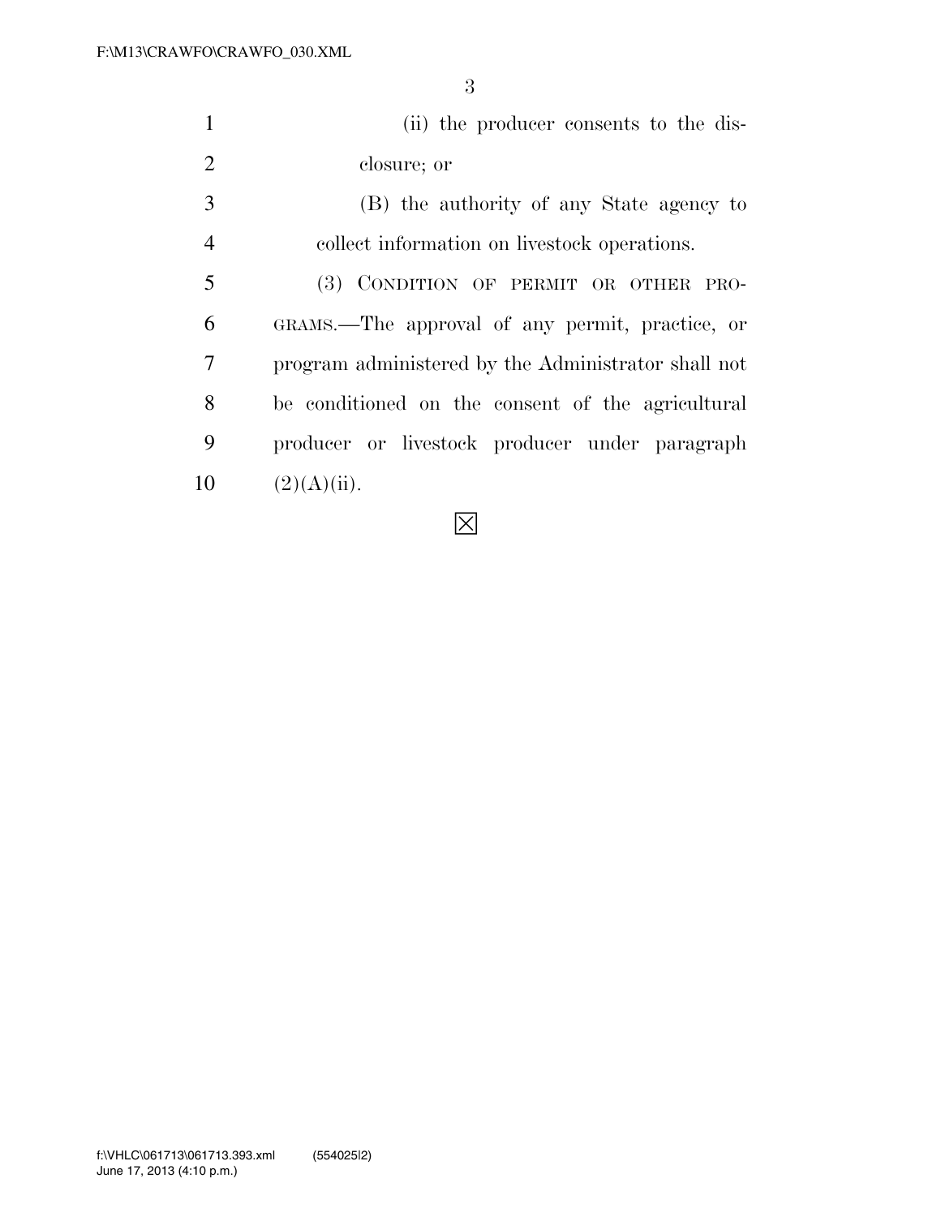(ii) the producer consents to the disclosure; or

(B) the authority of any State agency to collect information on livestock operations.

(3) CONDITION OF PERMIT OR OTHER PROGRAMS.—The approval of any permit, practice, or program administered by the Administrator shall not be conditioned on the consent of the agricultural producer or livestock producer under paragraph (2)(A)(ii).